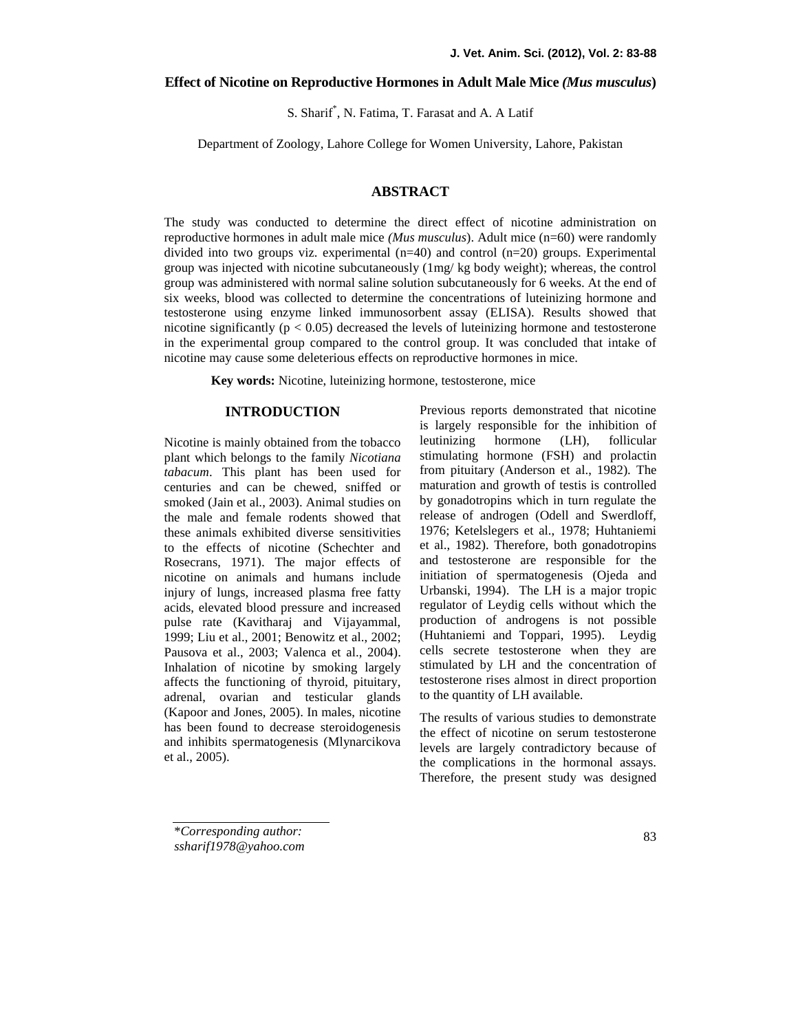# Effect of Nicotine on Reproductive Hormones in Adult Male Mice *(Mus musculus)*

S. Sharif*, N. Fatima, T. Farasat and A. A Latif

Department of Zoology, Lahore College for Women University, Lahore, Pakistan

## ABSTRACT

The study was conducted to determine the direct effect of nicotine administration on reproductive hormones in adult male mice *(Mus musculus)*. Adult mice (n=60) were randomly divided into two groups viz. experimental (n=40) and control (n=20) groups. Experimental group was injected with nicotine subcutaneously (1mg/ kg body weight); whereas, the control group was administered with normal saline solution subcutaneously for 6 weeks. At the end of six weeks, blood was collected to determine the concentrations of luteinizing hormone and testosterone using enzyme linked immunosorbent assay (ELISA). Results showed that nicotine significantly ($p < 0.05$) decreased the levels of luteinizing hormone and testosterone in the experimental group compared to the control group. It was concluded that intake of nicotine may cause some deleterious effects on reproductive hormones in mice.

**Key words:** Nicotine, luteinizing hormone, testosterone, mice

## INTRODUCTION

Nicotine is mainly obtained from the tobacco plant which belongs to the family *Nicotiana tabacum*. This plant has been used for centuries and can be chewed, sniffed or smoked (Jain et al., 2003). Animal studies on the male and female rodents showed that these animals exhibited diverse sensitivities to the effects of nicotine (Schechter and Rosecrans, 1971). The major effects of nicotine on animals and humans include injury of lungs, increased plasma free fatty acids, elevated blood pressure and increased pulse rate (Kavitharaj and Vijayammal, 1999; Liu et al., 2001; Benowitz et al., 2002; Pausova et al., 2003; Valenca et al., 2004). Inhalation of nicotine by smoking largely affects the functioning of thyroid, pituitary, adrenal, ovarian and testicular glands (Kapoor and Jones, 2005). In males, nicotine has been found to decrease steroidogenesis and inhibits spermatogenesis (Mlynarcikova et al., 2005).

Previous reports demonstrated that nicotine is largely responsible for the inhibition of leutinizing hormone (LH), follicular stimulating hormone (FSH) and prolactin from pituitary (Anderson et al., 1982). The maturation and growth of testis is controlled by gonadotropins which in turn regulate the release of androgen (Odell and Swerdloff, 1976; Ketelslegers et al., 1978; Huhtaniemi et al., 1982). Therefore, both gonadotropins and testosterone are responsible for the initiation of spermatogenesis (Ojeda and Urbanski, 1994). The LH is a major tropic regulator of Leydig cells without which the production of androgens is not possible (Huhtaniemi and Toppari, 1995). Leydig cells secrete testosterone when they are stimulated by LH and the concentration of testosterone rises almost in direct proportion to the quantity of LH available.

The results of various studies to demonstrate the effect of nicotine on serum testosterone levels are largely contradictory because of the complications in the hormonal assays. Therefore, the present study was designed

*\*Corresponding author: ssharif1978@yahoo.com*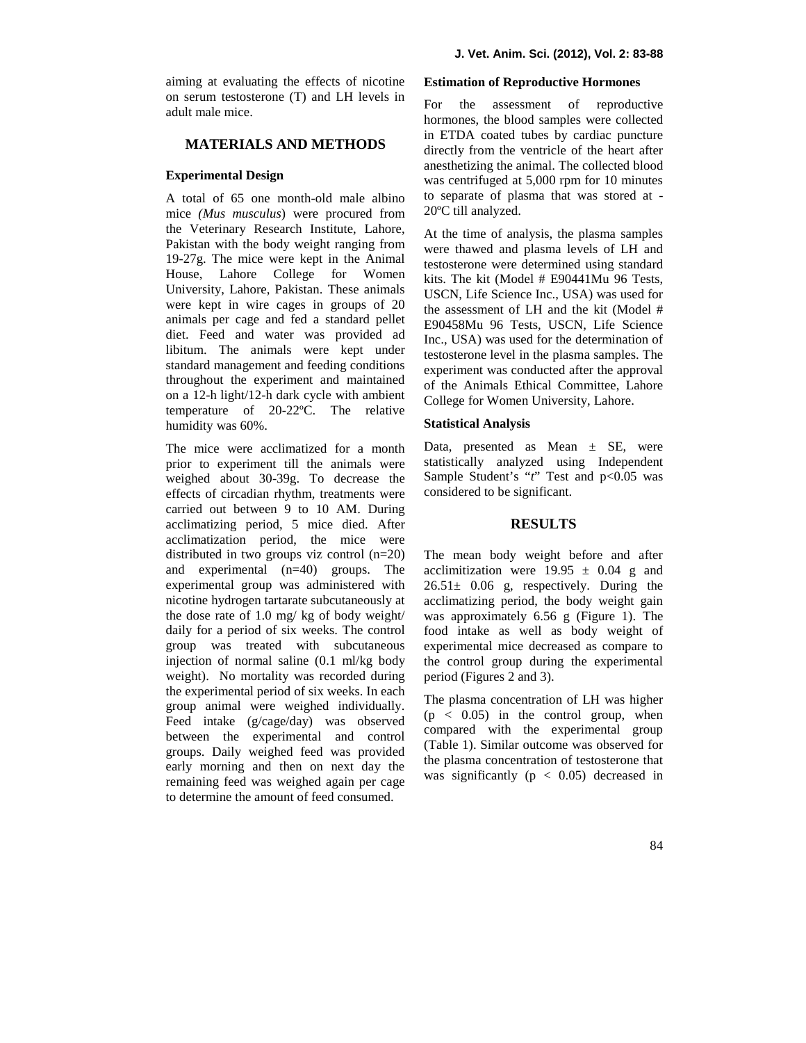aiming at evaluating the effects of nicotine on serum testosterone (T) and LH levels in adult male mice.

## MATERIALS AND METHODS

### Experimental Design

A total of 65 one month-old male albino mice *(Mus musculus*) were procured from the Veterinary Research Institute, Lahore, Pakistan with the body weight ranging from 19-27g. The mice were kept in the Animal House, Lahore College for Women University, Lahore, Pakistan. These animals were kept in wire cages in groups of 20 animals per cage and fed a standard pellet diet. Feed and water was provided ad libitum. The animals were kept under standard management and feeding conditions throughout the experiment and maintained on a 12-h light/12-h dark cycle with ambient temperature of 20-22ºC. The relative humidity was 60%.

The mice were acclimatized for a month prior to experiment till the animals were weighed about 30-39g. To decrease the effects of circadian rhythm, treatments were carried out between 9 to 10 AM. During acclimatizing period, 5 mice died. After acclimatization period, the mice were distributed in two groups viz control (n=20) and experimental (n=40) groups. The experimental group was administered with nicotine hydrogen tartarate subcutaneously at the dose rate of 1.0 mg/ kg of body weight/ daily for a period of six weeks. The control group was treated with subcutaneous injection of normal saline (0.1 ml/kg body weight). No mortality was recorded during the experimental period of six weeks. In each group animal were weighed individually. Feed intake (g/cage/day) was observed between the experimental and control groups. Daily weighed feed was provided early morning and then on next day the remaining feed was weighed again per cage to determine the amount of feed consumed.

### Estimation of Reproductive Hormones

For the assessment of reproductive hormones, the blood samples were collected in ETDA coated tubes by cardiac puncture directly from the ventricle of the heart after anesthetizing the animal. The collected blood was centrifuged at 5,000 rpm for 10 minutes to separate of plasma that was stored at -20ºC till analyzed.

At the time of analysis, the plasma samples were thawed and plasma levels of LH and testosterone were determined using standard kits. The kit (Model # E90441Mu 96 Tests, USCN, Life Science Inc., USA) was used for the assessment of LH and the kit (Model # E90458Mu 96 Tests, USCN, Life Science Inc., USA) was used for the determination of testosterone level in the plasma samples. The experiment was conducted after the approval of the Animals Ethical Committee, Lahore College for Women University, Lahore.

### Statistical Analysis

Data, presented as Mean ± SE, were statistically analyzed using Independent Sample Student's "*t*" Test and $p<0.05$ was considered to be significant.

## RESULTS

The mean body weight before and after acclimitization were 19.95 ± 0.04 g and 26.51± 0.06 g, respectively. During the acclimatizing period, the body weight gain was approximately 6.56 g (Figure 1). The food intake as well as body weight of experimental mice decreased as compare to the control group during the experimental period (Figures 2 and 3).

The plasma concentration of LH was higher ($p < 0.05$) in the control group, when compared with the experimental group (Table 1). Similar outcome was observed for the plasma concentration of testosterone that was significantly ($p < 0.05$) decreased in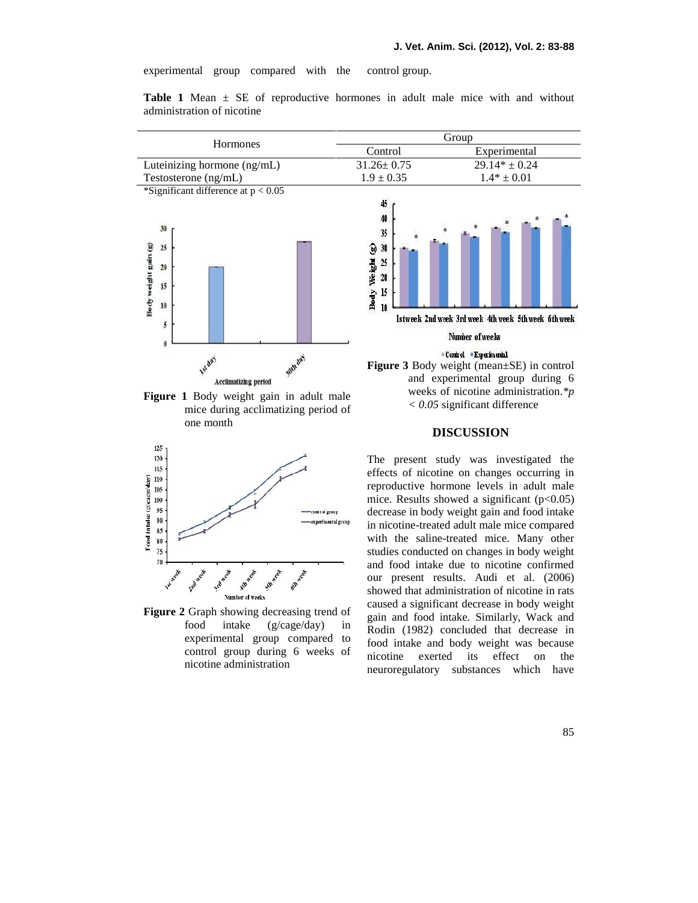experimental group compared with the control group.

**Table 1** Mean ± SE of reproductive hormones in adult male mice with and without administration of nicotine

| Hormones | Group | |
|---|---|---|
| | Control | Experimental |
| Luteinizing hormone (ng/mL) | 31.26± 0.75 | 29.14* ± 0.24 |
| Testosterone (ng/mL) | 1.9 ± 0.35 | 1.4* ± 0.01 |

*Significant difference at $p < 0.05$

**Figure 1** Body weight gain in adult male mice during acclimatizing period of one month

**Figure 2** Graph showing decreasing trend of food intake (g/cage/day) in experimental group compared to control group during 6 weeks of nicotine administration

**Figure 3** Body weight (mean±SE) in control and experimental group during 6 weeks of nicotine administration.*$p < 0.05$ significant difference

## DISCUSSION

The present study was investigated the effects of nicotine on changes occurring in reproductive hormone levels in adult male mice. Results showed a significant ($p<0.05$) decrease in body weight gain and food intake in nicotine-treated adult male mice compared with the saline-treated mice. Many other studies conducted on changes in body weight and food intake due to nicotine confirmed our present results. Audi et al. (2006) showed that administration of nicotine in rats caused a significant decrease in body weight gain and food intake. Similarly, Wack and Rodin (1982) concluded that decrease in food intake and body weight was because nicotine exerted its effect on the neuroregulatory substances which have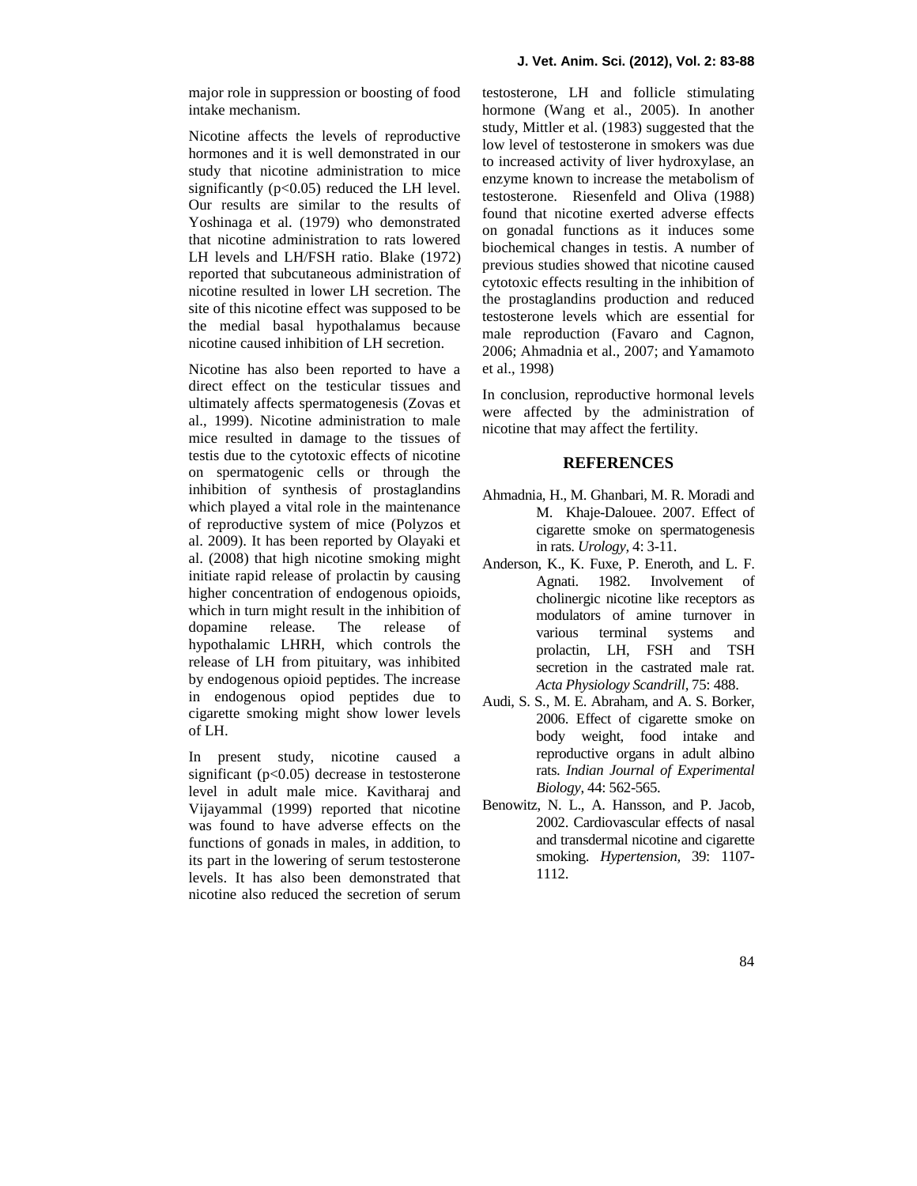major role in suppression or boosting of food intake mechanism.

Nicotine affects the levels of reproductive hormones and it is well demonstrated in our study that nicotine administration to mice significantly ($p<0.05$) reduced the LH level. Our results are similar to the results of Yoshinaga et al. (1979) who demonstrated that nicotine administration to rats lowered LH levels and LH/FSH ratio. Blake (1972) reported that subcutaneous administration of nicotine resulted in lower LH secretion. The site of this nicotine effect was supposed to be the medial basal hypothalamus because nicotine caused inhibition of LH secretion.

Nicotine has also been reported to have a direct effect on the testicular tissues and ultimately affects spermatogenesis (Zovas et al., 1999). Nicotine administration to male mice resulted in damage to the tissues of testis due to the cytotoxic effects of nicotine on spermatogenic cells or through the inhibition of synthesis of prostaglandins which played a vital role in the maintenance of reproductive system of mice (Polyzos et al. 2009). It has been reported by Olayaki et al. (2008) that high nicotine smoking might initiate rapid release of prolactin by causing higher concentration of endogenous opioids, which in turn might result in the inhibition of dopamine release. The release of hypothalamic LHRH, which controls the release of LH from pituitary, was inhibited by endogenous opioid peptides. The increase in endogenous opiod peptides due to cigarette smoking might show lower levels of LH.

In present study, nicotine caused a significant ($p<0.05$) decrease in testosterone level in adult male mice. Kavitharaj and Vijayammal (1999) reported that nicotine was found to have adverse effects on the functions of gonads in males, in addition, to its part in the lowering of serum testosterone levels. It has also been demonstrated that nicotine also reduced the secretion of serum testosterone, LH and follicle stimulating hormone (Wang et al., 2005). In another study, Mittler et al. (1983) suggested that the low level of testosterone in smokers was due to increased activity of liver hydroxylase, an enzyme known to increase the metabolism of testosterone. Riesenfeld and Oliva (1988) found that nicotine exerted adverse effects on gonadal functions as it induces some biochemical changes in testis. A number of previous studies showed that nicotine caused cytotoxic effects resulting in the inhibition of the prostaglandins production and reduced testosterone levels which are essential for male reproduction (Favaro and Cagnon, 2006; Ahmadnia et al., 2007; and Yamamoto et al., 1998)

In conclusion, reproductive hormonal levels were affected by the administration of nicotine that may affect the fertility.

## REFERENCES

Ahmadnia, H., M. Ghanbari, M. R. Moradi and M. Khaje-Dalouee. 2007. Effect of cigarette smoke on spermatogenesis in rats. *Urology*, 4: 3-11.

Anderson, K., K. Fuxe, P. Eneroth, and L. F. Agnati. 1982. Involvement of cholinergic nicotine like receptors as modulators of amine turnover in various terminal systems and prolactin, LH, FSH and TSH secretion in the castrated male rat. *Acta Physiology Scandrill*, 75: 488.

Audi, S. S., M. E. Abraham, and A. S. Borker, 2006. Effect of cigarette smoke on body weight, food intake and reproductive organs in adult albino rats. *Indian Journal of Experimental Biology*, 44: 562-565.

Benowitz, N. L., A. Hansson, and P. Jacob, 2002. Cardiovascular effects of nasal and transdermal nicotine and cigarette smoking. *Hypertension*, 39: 1107-1112.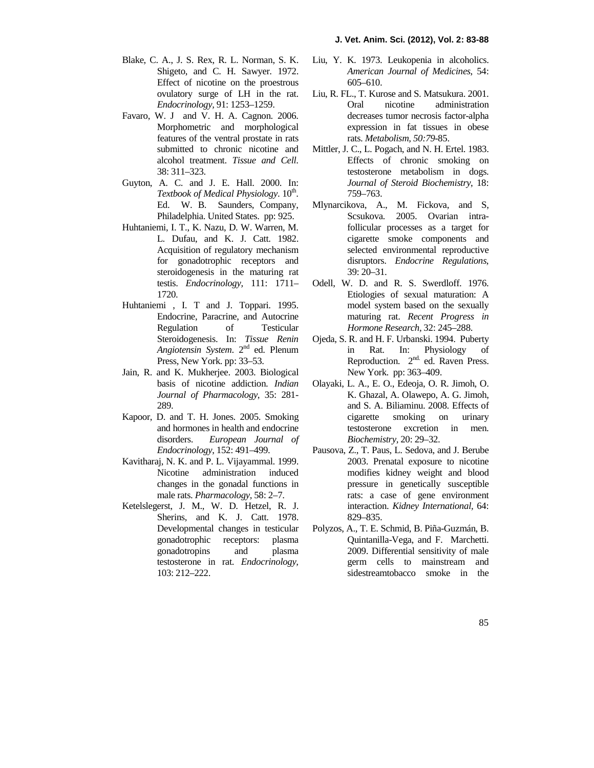Blake, C. A., J. S. Rex, R. L. Norman, S. K. Shigeto, and C. H. Sawyer. 1972. Effect of nicotine on the proestrous ovulatory surge of LH in the rat. *Endocrinology*, 91: 1253–1259.

Favaro, W. J and V. H. A. Cagnon. 2006. Morphometric and morphological features of the ventral prostate in rats submitted to chronic nicotine and alcohol treatment. *Tissue and Cell*. 38: 311–323.

Guyton, A. C. and J. E. Hall. 2000. In: *Textbook of Medical Physiology*. 10th. Ed. W. B. Saunders, Company, Philadelphia. United States. pp: 925.

Huhtaniemi, I. T., K. Nazu, D. W. Warren, M. L. Dufau, and K. J. Catt. 1982. Acquisition of regulatory mechanism for gonadotrophic receptors and steroidogenesis in the maturing rat testis. *Endocrinology*, 111: 1711–1720.

Huhtaniemi , I. T and J. Toppari. 1995. Endocrine, Paracrine, and Autocrine Regulation of Testicular Steroidogenesis. In: *Tissue Renin Angiotensin System*. 2nd ed. Plenum Press, New York. pp: 33–53.

Jain, R. and K. Mukherjee. 2003. Biological basis of nicotine addiction. *Indian Journal of Pharmacology*, 35: 281-289.

Kapoor, D. and T. H. Jones. 2005. Smoking and hormones in health and endocrine disorders. *European Journal of Endocrinology*, 152: 491–499.

Kavitharaj, N. K. and P. L. Vijayammal. 1999. Nicotine administration induced changes in the gonadal functions in male rats. *Pharmacology*, 58: 2–7.

Ketelslegerst, J. M., W. D. Hetzel, R. J. Sherins, and K. J. Catt. 1978. Developmental changes in testicular gonadotrophic receptors: plasma gonadotropins and plasma testosterone in rat. *Endocrinology*, 103: 212–222.

Liu, Y. K. 1973. Leukopenia in alcoholics. *American Journal of Medicines*, 54: 605–610.

Liu, R. FL., T. Kurose and S. Matsukura. 2001. Oral nicotine administration decreases tumor necrosis factor-alpha expression in fat tissues in obese rats. *Metabolism, 50:79*-85.

Mittler, J. C., L. Pogach, and N. H. Ertel. 1983. Effects of chronic smoking on testosterone metabolism in dogs. *Journal of Steroid Biochemistry*, 18: 759–763.

Mlynarcikova, A., M. Fickova, and S, Scsukova. 2005. Ovarian intra-follicular processes as a target for cigarette smoke components and selected environmental reproductive disruptors. *Endocrine Regulations*, 39: 20–31.

Odell, W. D. and R. S. Swerdloff. 1976. Etiologies of sexual maturation: A model system based on the sexually maturing rat. *Recent Progress in Hormone Research*, 32: 245–288.

Ojeda, S. R. and H. F. Urbanski. 1994. Puberty in Rat. In: Physiology of Reproduction. 2nd. ed. Raven Press. New York. pp: 363–409.

Olayaki, L. A., E. O., Edeoja, O. R. Jimoh, O. K. Ghazal, A. Olawepo, A. G. Jimoh, and S. A. Biliaminu. 2008. Effects of cigarette smoking on urinary testosterone excretion in men. *Biochemistry*, 20: 29–32.

Pausova, Z., T. Paus, L. Sedova, and J. Berube 2003. Prenatal exposure to nicotine modifies kidney weight and blood pressure in genetically susceptible rats: a case of gene environment interaction. *Kidney International*, 64: 829–835.

Polyzos, A., T. E. Schmid, B. Piña-Guzmán, B. Quintanilla-Vega, and F. Marchetti. 2009. Differential sensitivity of male germ cells to mainstream and sidestreamtobacco smoke in the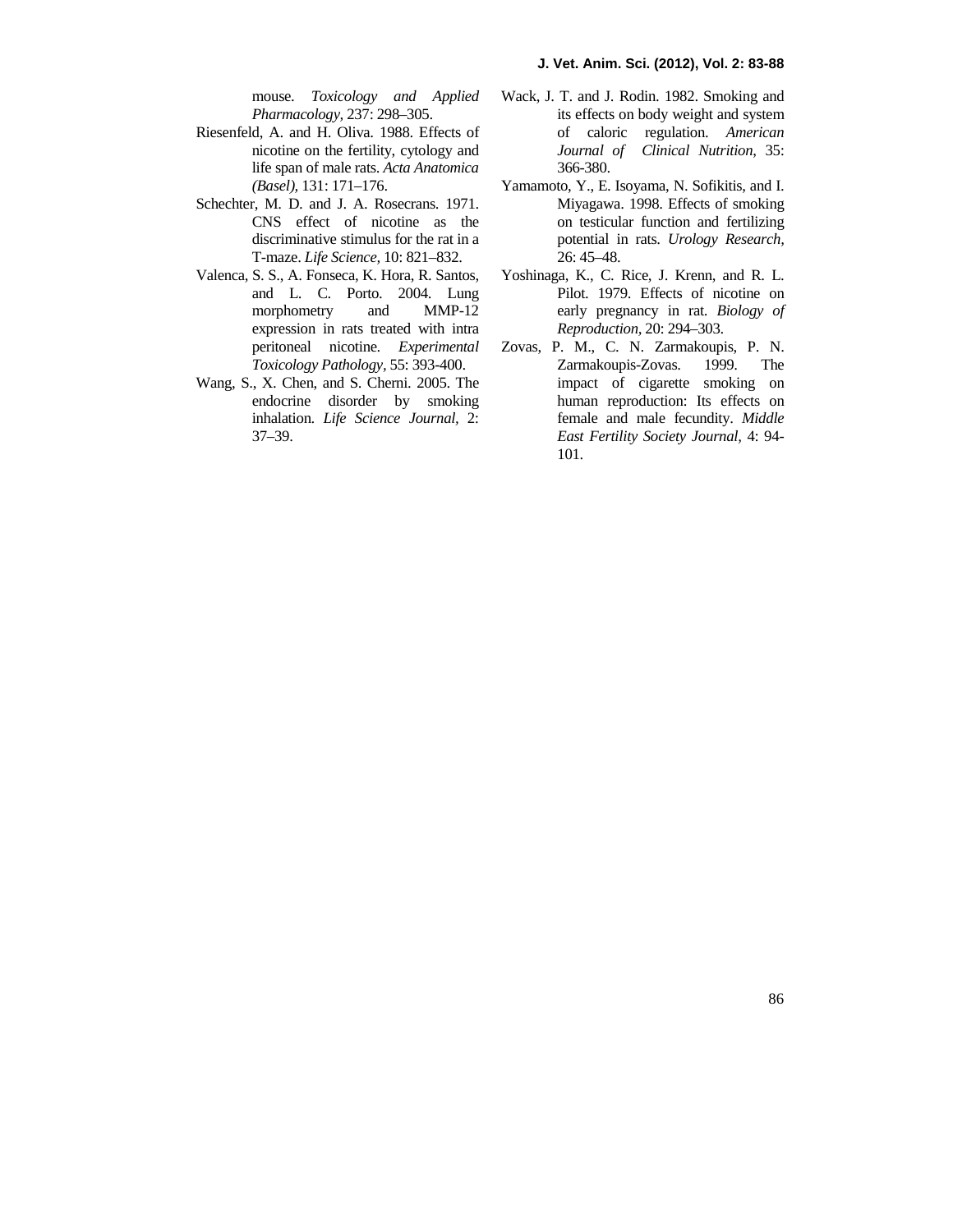mouse. *Toxicology and Applied Pharmacology,* 237: 298–305.

Riesenfeld, A. and H. Oliva. 1988. Effects of nicotine on the fertility, cytology and life span of male rats. *Acta Anatomica (Basel),* 131: 171–176.

Schechter, M. D. and J. A. Rosecrans. 1971. CNS effect of nicotine as the discriminative stimulus for the rat in a T-maze. *Life Science,* 10: 821–832.

Valenca, S. S., A. Fonseca, K. Hora, R. Santos, and L. C. Porto. 2004. Lung morphometry and MMP-12 expression in rats treated with intra peritoneal nicotine. *Experimental Toxicology Pathology,* 55: 393-400.

Wang, S., X. Chen, and S. Cherni. 2005. The endocrine disorder by smoking inhalation. *Life Science Journal,* 2: 37–39.

Wack, J. T. and J. Rodin. 1982. Smoking and its effects on body weight and system of caloric regulation. *American Journal of Clinical Nutrition*, 35: 366-380.

Yamamoto, Y., E. Isoyama, N. Sofikitis, and I. Miyagawa. 1998. Effects of smoking on testicular function and fertilizing potential in rats. *Urology Research,* 26: 45–48.

Yoshinaga, K., C. Rice, J. Krenn, and R. L. Pilot. 1979. Effects of nicotine on early pregnancy in rat. *Biology of Reproduction,* 20: 294–303.

Zovas, P. M., C. N. Zarmakoupis, P. N. Zarmakoupis-Zovas. 1999. The impact of cigarette smoking on human reproduction: Its effects on female and male fecundity. *Middle East Fertility Society Journal,* 4: 94-101.